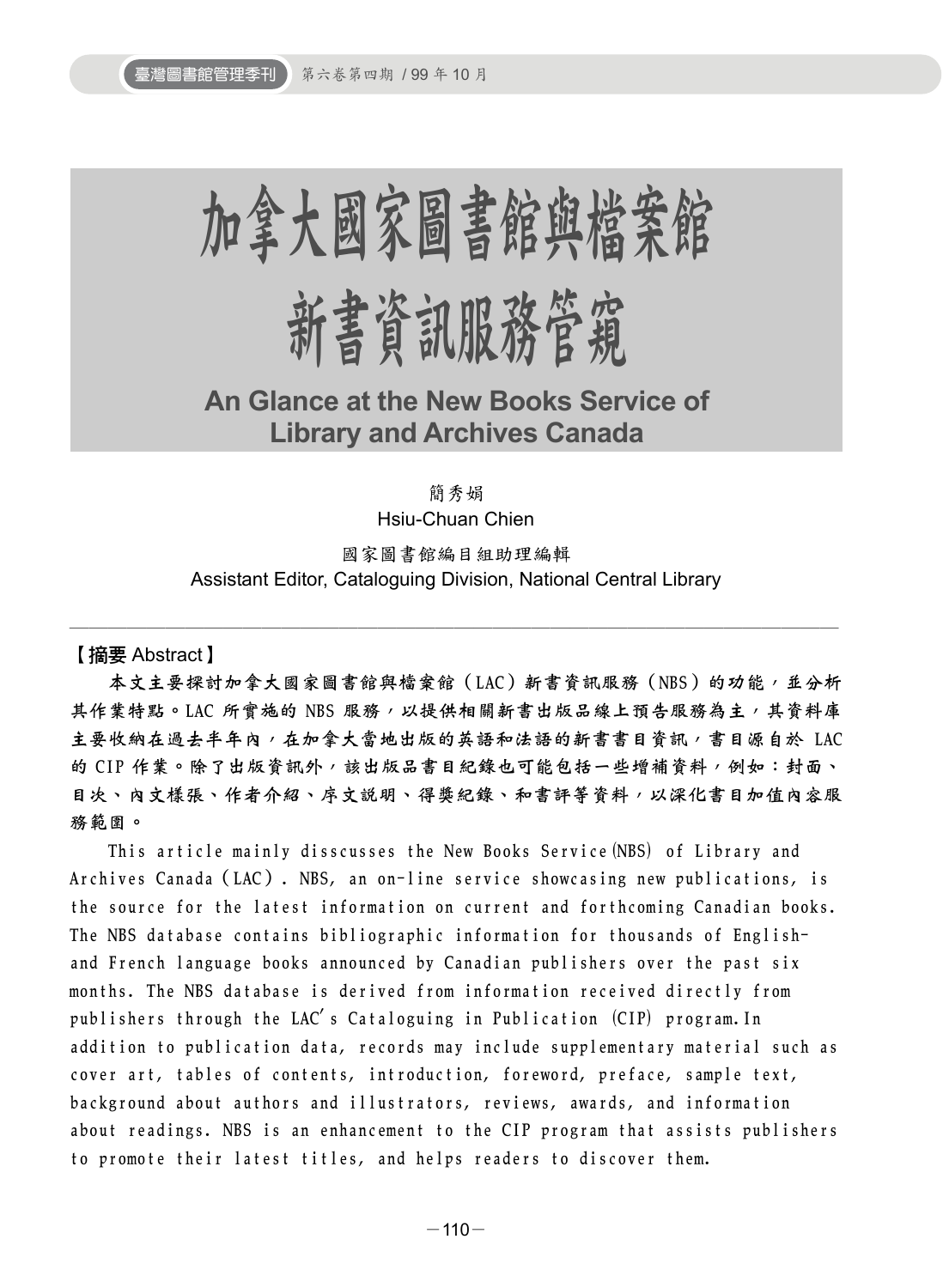# 加拿大國家圖書館與檔案館新書資訊服務管窺

## An Glance at the New Books Service of Library and Archives Canada

簡秀娟
Hsiu-Chuan Chien

國家圖書館編目組助理編輯
Assistant Editor, Cataloguing Division, National Central Library

---

**【摘要 Abstract】**

**本文主要探討加拿大國家圖書館與檔案館（LAC）新書資訊服務（NBS）的功能，並分析其作業特點。LAC 所實施的 NBS 服務，以提供相關新書出版品線上預告服務為主，其資料庫主要收納在過去半年內，在加拿大當地出版的英語和法語的新書書目資訊，書目源自於 LAC 的 CIP 作業。除了出版資訊外，該出版品書目紀錄也可能包括一些增補資料，例如：封面、目次、內文樣張、作者介紹、序文說明、得獎紀錄、和書評等資料，以深化書目加值內容服務範圍。**

This article mainly disscusses the New Books Service(NBS) of Library and Archives Canada (LAC). NBS, an on-line service showcasing new publications, is the source for the latest information on current and forthcoming Canadian books. The NBS database contains bibliographic information for thousands of English- and French language books announced by Canadian publishers over the past six months. The NBS database is derived from information received directly from publishers through the LAC's Cataloguing in Publication (CIP) program.In addition to publication data, records may include supplementary material such as cover art, tables of contents, introduction, foreword, preface, sample text, background about authors and illustrators, reviews, awards, and information about readings. NBS is an enhancement to the CIP program that assists publishers to promote their latest titles, and helps readers to discover them.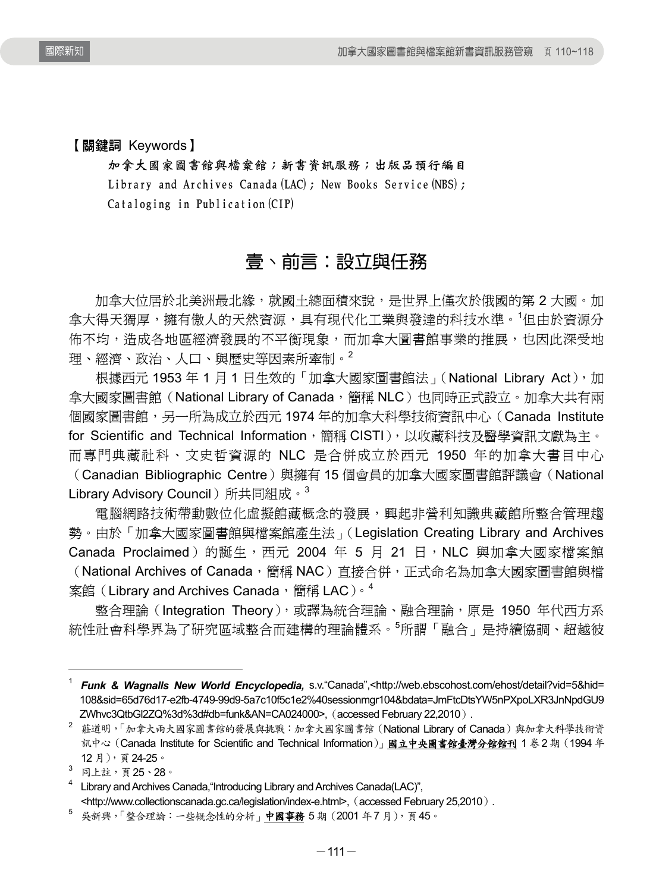【**關鍵詞** Keywords】

**加拿大國家圖書館與檔案館；新書資訊服務；出版品預行編目**
Library and Archives Canada (LAC)；New Books Service (NBS)；
Cataloging in Publication (CIP)

## 壹、前言：設立與任務

加拿大位居於北美洲最北緣，就國土總面積來說，是世界上僅次於俄國的第 2 大國。加拿大得天獨厚，擁有傲人的天然資源，具有現代化工業與發達的科技水準。[1]但由於資源分佈不均，造成各地區經濟發展的不平衡現象，而加拿大圖書館事業的推展，也因此深受地理、經濟、政治、人口、與歷史等因素所牽制。[2]

根據西元 1953 年 1 月 1 日生效的「加拿大國家圖書館法」（National Library Act），加拿大國家圖書館（National Library of Canada，簡稱 NLC）也同時正式設立。加拿大共有兩個國家圖書館，另一所為成立於西元 1974 年的加拿大科學技術資訊中心（Canada Institute for Scientific and Technical Information，簡稱 CISTI），以收藏科技及醫學資訊文獻為主。而專門典藏社科、文史哲資源的 NLC 是合併成立於西元 1950 年的加拿大書目中心（Canadian Bibliographic Centre）與擁有 15 個會員的加拿大國家圖書館評議會（National Library Advisory Council）所共同組成。[3]

電腦網路技術帶動數位化虛擬館藏概念的發展，興起非營利知識典藏館所整合管理趨勢。由於「加拿大國家圖書館與檔案館產生法」（Legislation Creating Library and Archives Canada Proclaimed）的誕生，西元 2004 年 5 月 21 日，NLC 與加拿大國家檔案館（National Archives of Canada，簡稱 NAC）直接合併，正式命名為加拿大國家圖書館與檔案館（Library and Archives Canada，簡稱 LAC）。[4]

整合理論（Integration Theory），或譯為統合理論、融合理論，原是 1950 年代西方系統性社會科學界為了研究區域整合而建構的理論體系。[5]所謂「融合」是持續協調、超越彼

---

[1] ***Funk & Wagnalls New World Encyclopedia,*** s.v.“Canada”,<http://web.ebscohost.com/ehost/detail?vid=5&hid=108&sid=65d76d17-e2fb-4749-99d9-5a7c10f5c1e2%40sessionmgr104&bdata=JmFtcDtsYW5nPXpoLXR3JnNpdGU9ZWhvc3QtbGl2ZQ%3d%3d#db=funk&AN=CA024000>,（accessed February 22,2010）.

[2] 莊道明，「加拿大兩大國家圖書館的發展與挑戰：加拿大國家圖書館（National Library of Canada）與加拿大科學技術資訊中心（Canada Institute for Scientific and Technical Information）」**國立中央圖書館臺灣分館館刊** 1 卷 2 期（1994 年 12 月），頁 24-25。

[3] 同上註，頁 25、28。

[4] Library and Archives Canada,“Introducing Library and Archives Canada(LAC)”, <http://www.collectionscanada.gc.ca/legislation/index-e.html>,（accessed February 25,2010）.

[5] 吳新興，「整合理論：一些概念性的分析」**中國事務** 5 期（2001 年 7 月），頁 45。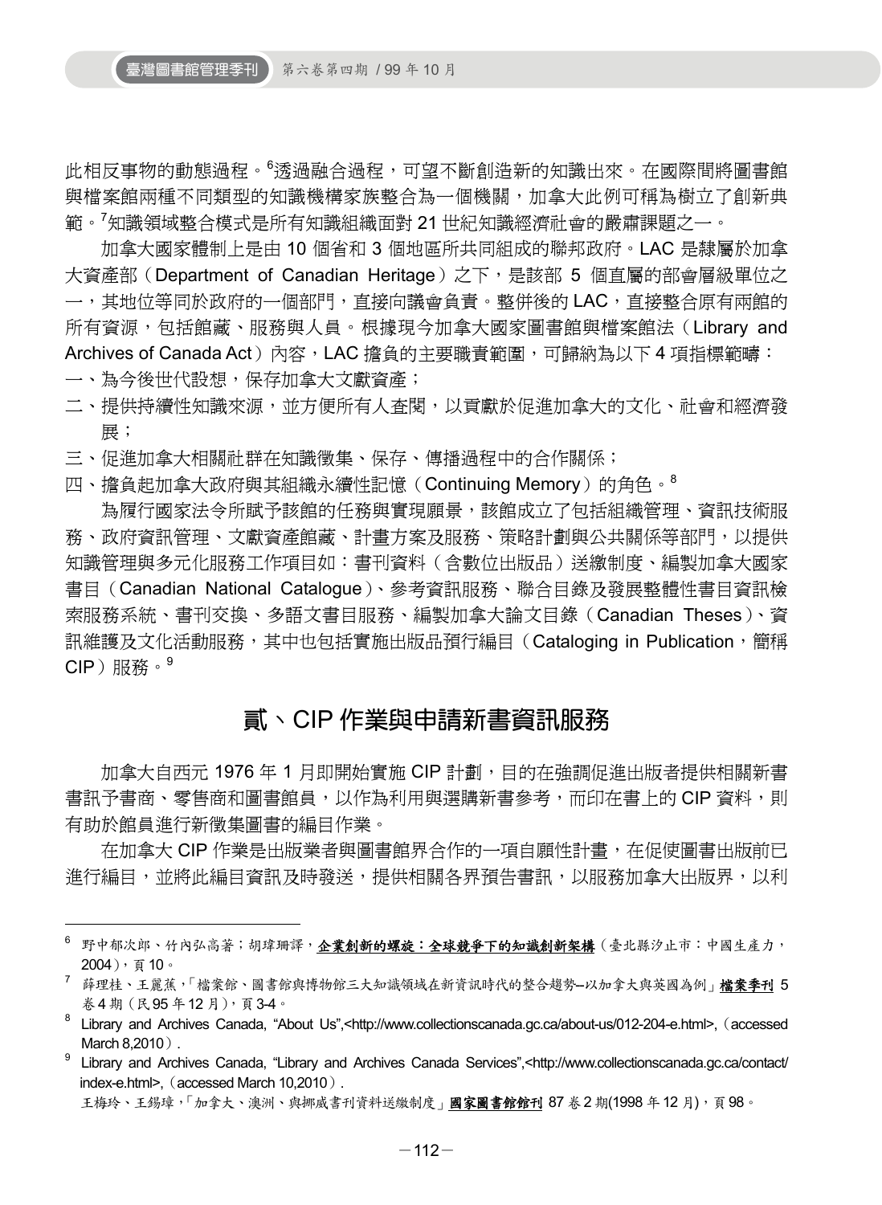此相反事物的動態過程。[6]透過融合過程，可望不斷創造新的知識出來。在國際間將圖書館與檔案館兩種不同類型的知識機構家族整合為一個機關，加拿大此例可稱為樹立了創新典範。[7]知識領域整合模式是所有知識組織面對 21 世紀知識經濟社會的嚴肅課題之一。

加拿大國家體制上是由 10 個省和 3 個地區所共同組成的聯邦政府。LAC 是隸屬於加拿大資產部（Department of Canadian Heritage）之下，是該部 5 個直屬的部會層級單位之一，其地位等同於政府的一個部門，直接向議會負責。整併後的 LAC，直接整合原有兩館的所有資源，包括館藏、服務與人員。根據現今加拿大國家圖書館與檔案館法（Library and Archives of Canada Act）內容，LAC 擔負的主要職責範圍，可歸納為以下 4 項指標範疇：

一、為今後世代設想，保存加拿大文獻資產；

二、提供持續性知識來源，並方便所有人查閱，以貢獻於促進加拿大的文化、社會和經濟發展；

三、促進加拿大相關社群在知識徵集、保存、傳播過程中的合作關係；

四、擔負起加拿大政府與其組織永續性記憶（Continuing Memory）的角色。[8]

為履行國家法令所賦予該館的任務與實現願景，該館成立了包括組織管理、資訊技術服務、政府資訊管理、文獻資產館藏、計畫方案及服務、策略計劃與公共關係等部門，以提供知識管理與多元化服務工作項目如：書刊資料（含數位出版品）送繳制度、編製加拿大國家書目（Canadian National Catalogue）、參考資訊服務、聯合目錄及發展整體性書目資訊檢索服務系統、書刊交換、多語文書目服務、編製加拿大論文目錄（Canadian Theses）、資訊維護及文化活動服務，其中也包括實施出版品預行編目（Cataloging in Publication，簡稱 CIP）服務。[9]

## 貳、CIP 作業與申請新書資訊服務

加拿大自西元 1976 年 1 月即開始實施 CIP 計劃，目的在強調促進出版者提供相關新書書訊予書商、零售商和圖書館員，以作為利用與選購新書參考，而印在書上的 CIP 資料，則有助於館員進行新徵集圖書的編目作業。

在加拿大 CIP 作業是出版業者與圖書館界合作的一項自願性計畫，在促使圖書出版前已進行編目，並將此編目資訊及時發送，提供相關各界預告書訊，以服務加拿大出版界，以利

---

[6] 野中郁次郎、竹内弘高著；胡瑋珊譯，**企業創新的螺旋：全球競爭下的知識創新架構**（臺北縣汐止市：中國生產力，2004），頁 10。

[7] 薛理桂、王麗蕉，「檔案館、圖書館與博物館三大知識領域在新資訊時代的整合趨勢--以加拿大與英國為例」**檔案季刊** 5 卷 4 期（民 95 年 12 月），頁 3-4。

[8] Library and Archives Canada, “About Us”,<http://www.collectionscanada.gc.ca/about-us/012-204-e.html>,（accessed March 8,2010）.

[9] Library and Archives Canada, “Library and Archives Canada Services”,<http://www.collectionscanada.gc.ca/contact/index-e.html>,（accessed March 10,2010）.
王梅玲、王錫璋，「加拿大、澳洲、與挪威書刊資料送繳制度」**國家圖書館館刊** 87 卷 2 期(1998 年 12 月)，頁 98。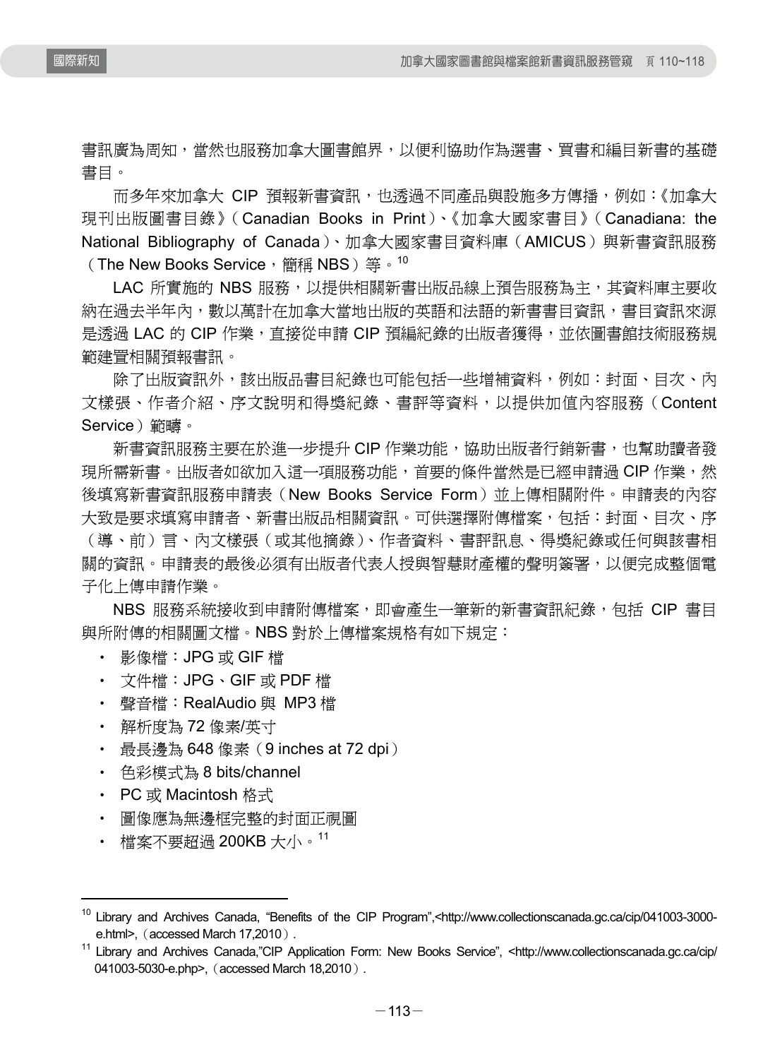書訊廣為周知，當然也服務加拿大圖書館界，以便利協助作為選書、買書和編目新書的基礎書目。

而多年來加拿大 CIP 預報新書資訊，也透過不同產品與設施多方傳播，例如：《加拿大現刊出版圖書目錄》（Canadian Books in Print）、《加拿大國家書目》（Canadiana: the National Bibliography of Canada）、加拿大國家書目資料庫（AMICUS）與新書資訊服務（The New Books Service，簡稱 NBS）等。[10]

LAC 所實施的 NBS 服務，以提供相關新書出版品線上預告服務為主，其資料庫主要收納在過去半年內，數以萬計在加拿大當地出版的英語和法語的新書書目資訊，書目資訊來源是透過 LAC 的 CIP 作業，直接從申請 CIP 預編紀錄的出版者獲得，並依圖書館技術服務規範建置相關預報書訊。

除了出版資訊外，該出版品書目紀錄也可能包括一些增補資料，例如：封面、目次、內文樣張、作者介紹、序文說明和得獎紀錄、書評等資料，以提供加值內容服務（Content Service）範疇。

新書資訊服務主要在於進一步提升 CIP 作業功能，協助出版者行銷新書，也幫助讀者發現所需新書。出版者如欲加入這一項服務功能，首要的條件當然是已經申請過 CIP 作業，然後填寫新書資訊服務申請表（New Books Service Form）並上傳相關附件。申請表的內容大致是要求填寫申請者、新書出版品相關資訊。可供選擇附傳檔案，包括：封面、目次、序（導、前）言、內文樣張（或其他摘錄）、作者資料、書評訊息、得獎紀錄或任何與該書相關的資訊。申請表的最後必須有出版者代表人授與智慧財產權的聲明簽署，以便完成整個電子化上傳申請作業。

NBS 服務系統接收到申請附傳檔案，即會產生一筆新的新書資訊紀錄，包括 CIP 書目與所附傳的相關圖文檔。NBS 對於上傳檔案規格有如下規定：

- 影像檔：JPG 或 GIF 檔
- 文件檔：JPG、GIF 或 PDF 檔
- 聲音檔：RealAudio 與 MP3 檔
- 解析度為 72 像素/英寸
- 最長邊為 648 像素（9 inches at 72 dpi）
- 色彩模式為 8 bits/channel
- PC 或 Macintosh 格式
- 圖像應為無邊框完整的封面正視圖
- 檔案不要超過 200KB 大小。[11]

---

[10] Library and Archives Canada, "Benefits of the CIP Program",<http://www.collectionscanada.gc.ca/cip/041003-3000-e.html>,（accessed March 17,2010）.

[11] Library and Archives Canada,"CIP Application Form: New Books Service", <http://www.collectionscanada.gc.ca/cip/041003-5030-e.php>,（accessed March 18,2010）.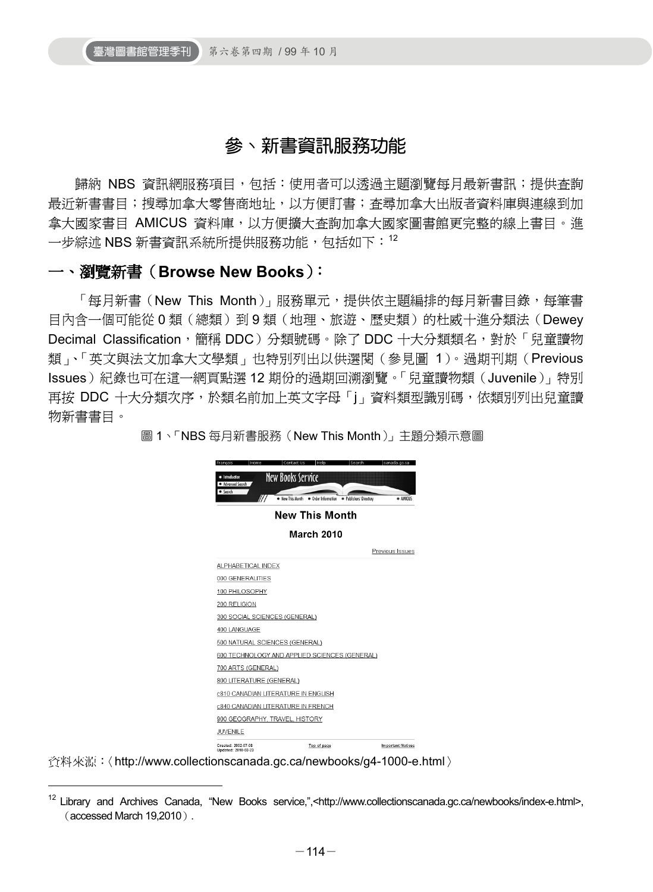## 參、新書資訊服務功能

歸納 NBS 資訊網服務項目，包括：使用者可以透過主題瀏覽每月最新書訊；提供查詢最近新書書目；搜尋加拿大零售商地址，以方便訂書；查尋加拿大出版者資料庫與連線到加拿大國家書目 AMICUS 資料庫，以方便擴大查詢加拿大國家圖書館更完整的線上書目。進一步綜述 NBS 新書資訊系統所提供服務功能，包括如下：[12]

### 一、瀏覽新書（Browse New Books）：

「每月新書（New This Month）」服務單元，提供依主題編排的每月新書目錄，每筆書目內含一個可能從 0 類（總類）到 9 類（地理、旅遊、歷史類）的杜威十進分類法（Dewey Decimal Classification，簡稱 DDC）分類號碼。除了 DDC 十大分類類名，對於「兒童讀物類」、「英文與法文加拿大文學類」也特別列出以供選閱（參見圖 1）。過期刊期（Previous Issues）紀錄也可在這一網頁點選 12 期份的過期回溯瀏覽。「兒童讀物類（Juvenile）」特別再按 DDC 十大分類次序，於類名前加上英文字母「j」資料類型識別碼，依類別列出兒童讀物新書書目。

圖 1、「NBS 每月新書服務（New This Month）」主題分類示意圖

Français | Home | Contact Us | Help | Search | canada.gc.ca

- Introduction
- Advanced Search
- Search

New Books Service

- New This Month • Order Information • Publishers' Directory • AMICUS

**New This Month**

**March 2010**

Previous Issues

- ALPHABETICAL INDEX
- 000 GENERALITIES
- 100 PHILOSOPHY
- 200 RELIGION
- 300 SOCIAL SCIENCES (GENERAL)
- 400 LANGUAGE
- 500 NATURAL SCIENCES (GENERAL)
- 600 TECHNOLOGY AND APPLIED SCIENCES (GENERAL)
- 700 ARTS (GENERAL)
- 800 LITERATURE (GENERAL)
- c810 CANADIAN LITERATURE IN ENGLISH
- c840 CANADIAN LITERATURE IN FRENCH
- 900 GEOGRAPHY, TRAVEL, HISTORY
- JUVENILE

Created: 2002-07-08 Updated: 2010-02-23 | Top of page | Important Notices

資料來源：〈http://www.collectionscanada.gc.ca/newbooks/g4-1000-e.html〉

---

[12] Library and Archives Canada, "New Books service,",<http://www.collectionscanada.gc.ca/newbooks/index-e.html>,（accessed March 19,2010）.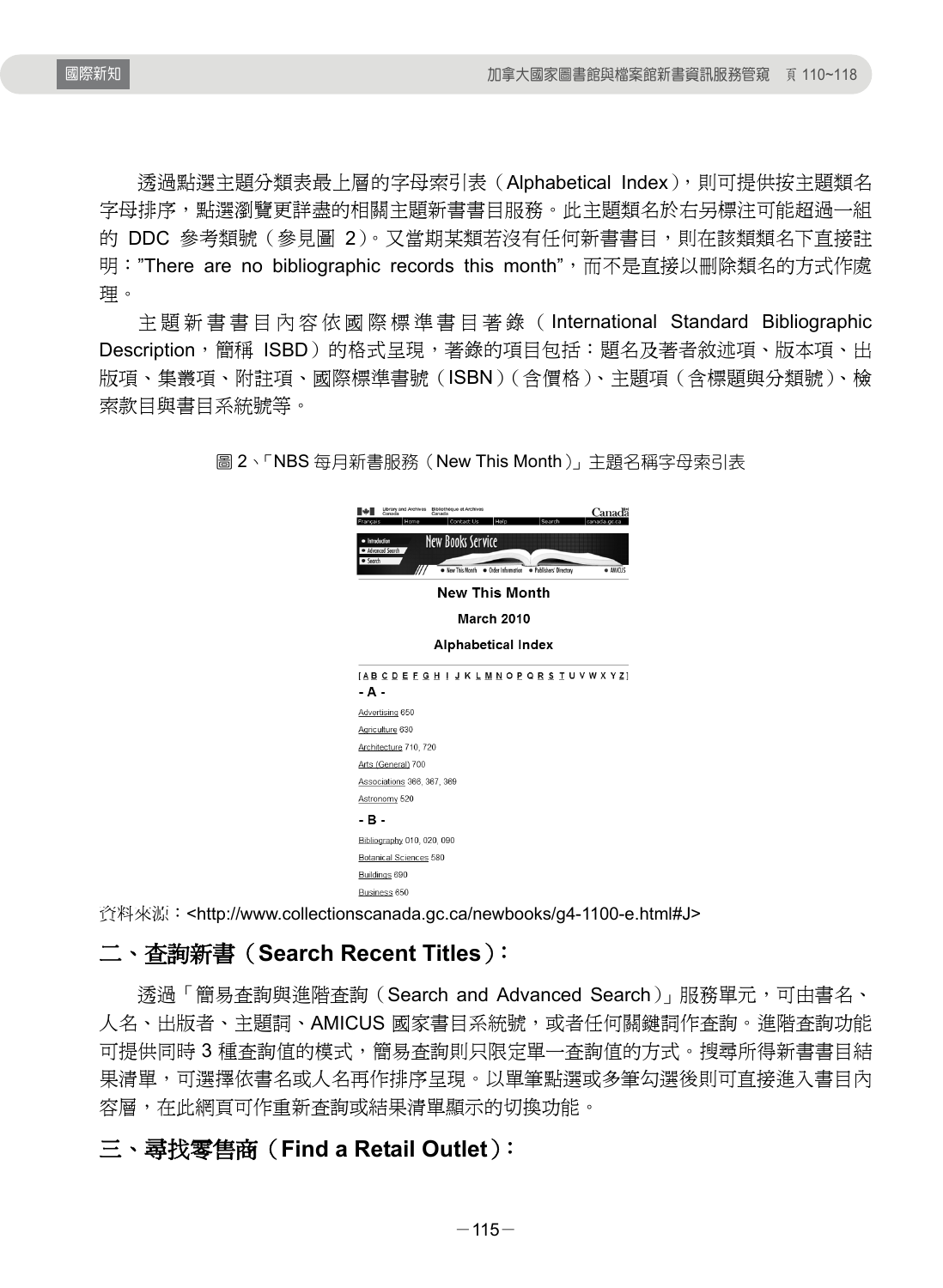透過點選主題分類表最上層的字母索引表（Alphabetical Index），則可提供按主題類名字母排序，點選瀏覽更詳盡的相關主題新書書目服務。此主題類名於右另標注可能超過一組的 DDC 參考類號（參見圖 2）。又當期某類若沒有任何新書書目，則在該類類名下直接註明："There are no bibliographic records this month"，而不是直接以刪除類名的方式作處理。

主題新書書目內容依國際標準書目著錄（International Standard Bibliographic Description，簡稱 ISBD）的格式呈現，著錄的項目包括：題名及著者敘述項、版本項、出版項、集叢項、附註項、國際標準書號（ISBN）（含價格）、主題項（含標題與分類號）、檢索款目與書目系統號等。

圖 2、「NBS 每月新書服務（New This Month）」主題名稱字母索引表

New This Month

March 2010

Alphabetical Index

[A B C D E F G H I J K L M N O P Q R S T U V W X Y Z]

- A -

Advertising 650
Agriculture 630
Architecture 710, 720
Arts (General) 700
Associations 366, 367, 369
Astronomy 520

- B -

Bibliography 010, 020, 090
Botanical Sciences 580
Buildings 690
Business 650

資料來源：<http://www.collectionscanada.gc.ca/newbooks/g4-1100-e.html#J>

## 二、查詢新書（Search Recent Titles）：

透過「簡易查詢與進階查詢（Search and Advanced Search）」服務單元，可由書名、人名、出版者、主題詞、AMICUS 國家書目系統號，或者任何關鍵詞作查詢。進階查詢功能可提供同時 3 種查詢值的模式，簡易查詢則只限定單一查詢值的方式。搜尋所得新書書目結果清單，可選擇依書名或人名再作排序呈現。以單筆點選或多筆勾選後則可直接進入書目內容層，在此網頁可作重新查詢或結果清單顯示的切換功能。

## 三、尋找零售商（Find a Retail Outlet）：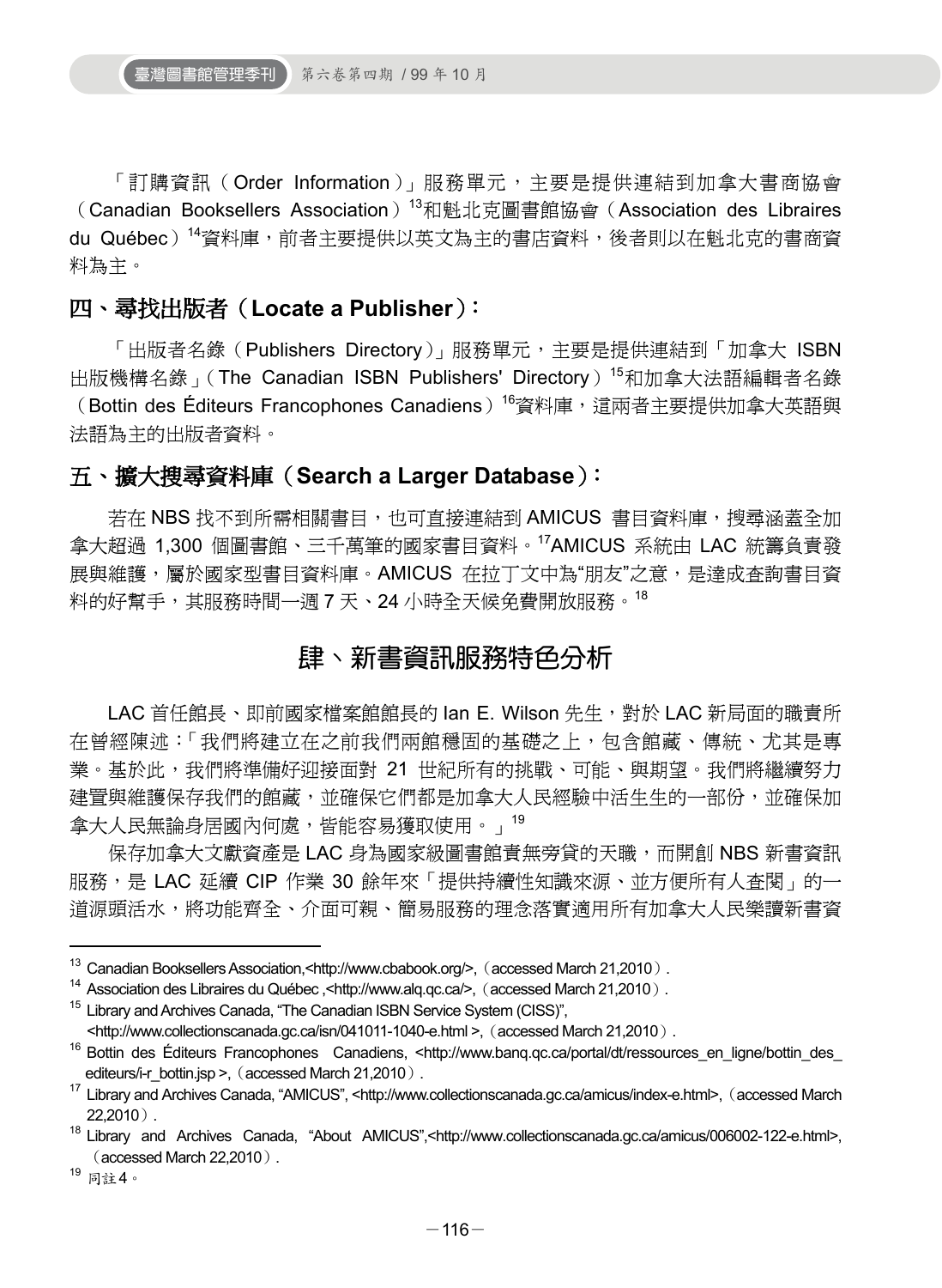「訂購資訊（Order Information）」服務單元，主要是提供連結到加拿大書商協會（Canadian Booksellers Association）[13]和魁北克圖書館協會（Association des Libraires du Québec）[14]資料庫，前者主要提供以英文為主的書店資料，後者則以在魁北克的書商資料為主。

### 四、尋找出版者（Locate a Publisher）：

「出版者名錄（Publishers Directory）」服務單元，主要是提供連結到「加拿大 ISBN 出版機構名錄」（The Canadian ISBN Publishers' Directory）[15]和加拿大法語編輯者名錄（Bottin des Éditeurs Francophones Canadiens）[16]資料庫，這兩者主要提供加拿大英語與法語為主的出版者資料。

### 五、擴大搜尋資料庫（Search a Larger Database）：

若在 NBS 找不到所需相關書目，也可直接連結到 AMICUS 書目資料庫，搜尋涵蓋全加拿大超過 1,300 個圖書館、三千萬筆的國家書目資料。[17]AMICUS 系統由 LAC 統籌負責發展與維護，屬於國家型書目資料庫。AMICUS 在拉丁文中為"朋友"之意，是達成查詢書目資料的好幫手，其服務時間一週 7 天、24 小時全天候免費開放服務。[18]

## 肆、新書資訊服務特色分析

LAC 首任館長、即前國家檔案館館長的 Ian E. Wilson 先生，對於 LAC 新局面的職責所在曾經陳述：「我們將建立在之前我們兩館穩固的基礎之上，包含館藏、傳統、尤其是專業。基於此，我們將準備好迎接面對 21 世紀所有的挑戰、可能、與期望。我們將繼續努力建置與維護保存我們的館藏，並確保它們都是加拿大人民經驗中活生生的一部份，並確保加拿大人民無論身居國內何處，皆能容易獲取使用。」[19]

保存加拿大文獻資產是 LAC 身為國家級圖書館責無旁貸的天職，而開創 NBS 新書資訊服務，是 LAC 延續 CIP 作業 30 餘年來「提供持續性知識來源、並方便所有人查閱」的一道源頭活水，將功能齊全、介面可親、簡易服務的理念落實適用所有加拿大人民樂讀新書資

---

[13] Canadian Booksellers Association,<http://www.cbabook.org/>,（accessed March 21,2010）.

[14] Association des Libraires du Québec ,<http://www.alq.qc.ca/>,（accessed March 21,2010）.

[15] Library and Archives Canada, "The Canadian ISBN Service System (CISS)", <http://www.collectionscanada.gc.ca/isn/041011-1040-e.html >,（accessed March 21,2010）.

[16] Bottin des Éditeurs Francophones Canadiens, <http://www.banq.qc.ca/portal/dt/ressources_en_ligne/bottin_des_editeurs/i-r_bottin.jsp >,（accessed March 21,2010）.

[17] Library and Archives Canada, "AMICUS", <http://www.collectionscanada.gc.ca/amicus/index-e.html>,（accessed March 22,2010）.

[18] Library and Archives Canada, "About AMICUS",<http://www.collectionscanada.gc.ca/amicus/006002-122-e.html>,（accessed March 22,2010）.

[19] 同註 4。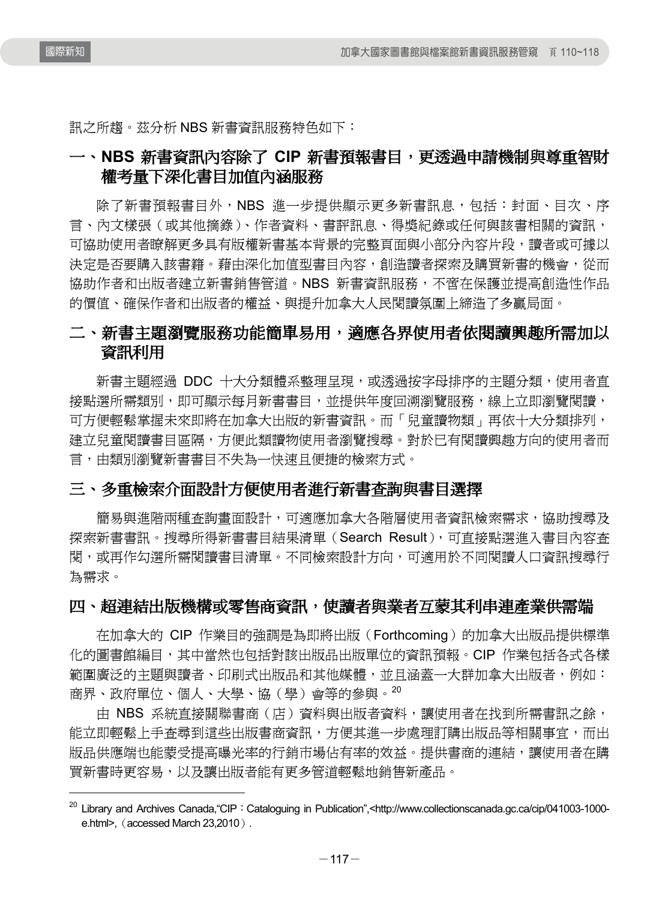訊之所趨。茲分析 NBS 新書資訊服務特色如下：

## 一、NBS 新書資訊內容除了 CIP 新書預報書目，更透過申請機制與尊重智財權考量下深化書目加值內涵服務

除了新書預報書目外，NBS 進一步提供顯示更多新書訊息，包括：封面、目次、序言、內文樣張（或其他摘錄）、作者資料、書評訊息、得獎紀錄或任何與該書相關的資訊，可協助使用者瞭解更多具有版權新書基本背景的完整頁面與小部分內容片段，讀者或可據以決定是否要購入該書籍。藉由深化加值型書目內容，創造讀者探索及購買新書的機會，從而協助作者和出版者建立新書銷售管道。NBS 新書資訊服務，不啻在保護並提高創造性作品的價值、確保作者和出版者的權益、與提升加拿大人民閱讀氛圍上締造了多贏局面。

## 二、新書主題瀏覽服務功能簡單易用，適應各界使用者依閱讀興趣所需加以資訊利用

新書主題經過 DDC 十大分類體系整理呈現，或透過按字母排序的主題分類，使用者直接點選所需類別，即可顯示每月新書書目，並提供年度回溯瀏覽服務，線上立即瀏覽閱讀，可方便輕鬆掌握未來即將在加拿大出版的新書資訊。而「兒童讀物類」再依十大分類排列，建立兒童閱讀書目區隔，方便此類讀物使用者瀏覽搜尋。對於已有閱讀興趣方向的使用者而言，由類別瀏覽新書書目不失為一快速且便捷的檢索方式。

## 三、多重檢索介面設計方便使用者進行新書查詢與書目選擇

簡易與進階兩種查詢畫面設計，可適應加拿大各階層使用者資訊檢索需求，協助搜尋及探索新書書訊。搜尋所得新書書目結果清單（Search Result），可直接點選進入書目內容查閱，或再作勾選所需閱讀書目清單。不同檢索設計方向，可適用於不同閱讀人口資訊搜尋行為需求。

## 四、超連結出版機構或零售商資訊，使讀者與業者互蒙其利串連產業供需端

在加拿大的 CIP 作業目的強調是為即將出版（Forthcoming）的加拿大出版品提供標準化的圖書館編目，其中當然也包括對該出版品出版單位的資訊預報。CIP 作業包括各式各樣範圍廣泛的主題與讀者、印刷式出版品和其他媒體，並且涵蓋一大群加拿大出版者，例如：商界、政府單位、個人、大學、協（學）會等的參與。[20]

由 NBS 系統直接關聯書商（店）資料與出版者資料，讓使用者在找到所需書訊之餘，能立即輕鬆上手查尋到這些出版書商資訊，方便其進一步處理訂購出版品等相關事宜，而出版品供應端也能蒙受提高曝光率的行銷市場佔有率的效益。提供書商的連結，讓使用者在購買新書時更容易，以及讓出版者能有更多管道輕鬆地銷售新產品。

---

[20] Library and Archives Canada,“CIP：Cataloguing in Publication”,<http://www.collectionscanada.gc.ca/cip/041003-1000-e.html>,（accessed March 23,2010）.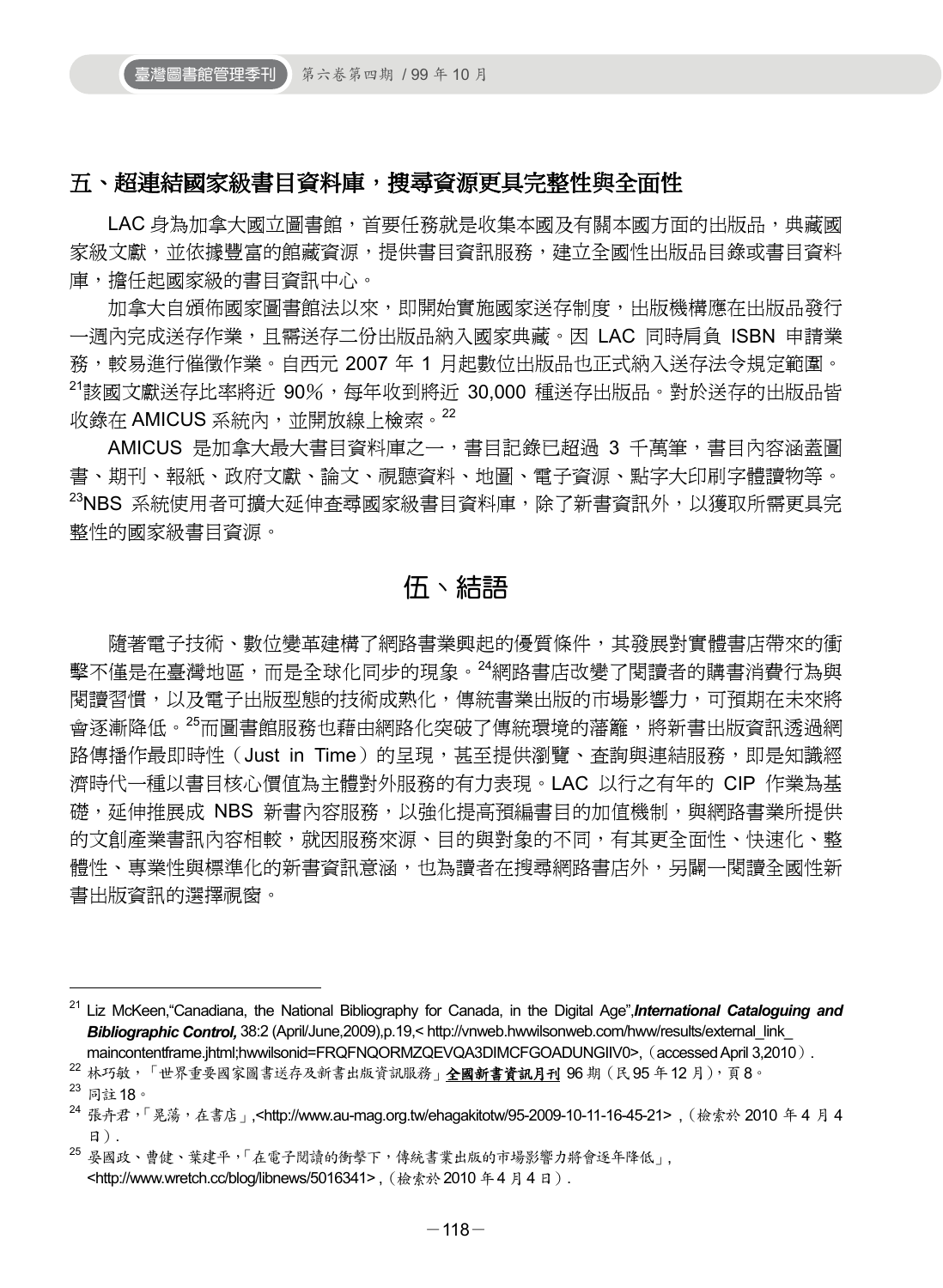### 五、超連結國家級書目資料庫，搜尋資源更具完整性與全面性

LAC 身為加拿大國立圖書館，首要任務就是收集本國及有關本國方面的出版品，典藏國家級文獻，並依據豐富的館藏資源，提供書目資訊服務，建立全國性出版品目錄或書目資料庫，擔任起國家級的書目資訊中心。

加拿大自頒佈國家圖書館法以來，即開始實施國家送存制度，出版機構應在出版品發行一週內完成送存作業，且需送存二份出版品納入國家典藏。因 LAC 同時肩負 ISBN 申請業務，較易進行催徵作業。自西元 2007 年 1 月起數位出版品也正式納入送存法令規定範圍。[21]該國文獻送存比率將近 90%，每年收到將近 30,000 種送存出版品。對於送存的出版品皆收錄在 AMICUS 系統內，並開放線上檢索。[22]

AMICUS 是加拿大最大書目資料庫之一，書目記錄已超過 3 千萬筆，書目內容涵蓋圖書、期刊、報紙、政府文獻、論文、視聽資料、地圖、電子資源、點字大印刷字體讀物等。[23]NBS 系統使用者可擴大延伸查尋國家級書目資料庫，除了新書資訊外，以獲取所需更具完整性的國家級書目資源。

## 伍、結語

隨著電子技術、數位變革建構了網路書業興起的優質條件，其發展對實體書店帶來的衝擊不僅是在臺灣地區，而是全球化同步的現象。[24]網路書店改變了閱讀者的購書消費行為與閱讀習慣，以及電子出版型態的技術成熟化，傳統書業出版的市場影響力，可預期在未來將會逐漸降低。[25]而圖書館服務也藉由網路化突破了傳統環境的藩籬，將新書出版資訊透過網路傳播作最即時性（Just in Time）的呈現，甚至提供瀏覽、查詢與連結服務，即是知識經濟時代一種以書目核心價值為主體對外服務的有力表現。LAC 以行之有年的 CIP 作業為基礎，延伸推展成 NBS 新書內容服務，以強化提高預編書目的加值機制，與網路書業所提供的文創產業書訊內容相較，就因服務來源、目的與對象的不同，有其更全面性、快速化、整體性、專業性與標準化的新書資訊意涵，也為讀者在搜尋網路書店外，另闢一閱讀全國性新書出版資訊的選擇視窗。

---

[21] Liz McKeen,"Canadiana, the National Bibliography for Canada, in the Digital Age",***International Cataloguing and Bibliographic Control,*** 38:2 (April/June,2009),p.19,< http://vnweb.hwwilsonweb.com/hww/results/external_link_maincontentframe.jhtml;hwwilsonid=FRQFNQORMZQEVQA3DIMCFGOADUNGIIV0>,（accessed April 3,2010）.

[22] 林巧敏，「世界重要國家圖書送存及新書出版資訊服務」**全國新書資訊月刊** 96 期（民 95 年 12 月），頁 8。

[23] 同註 18。

[24] 張卉君，「晃蕩，在書店」,<http://www.au-mag.org.tw/ehagakitotw/95-2009-10-11-16-45-21> ,（檢索於 2010 年 4 月 4 日）.

[25] 晏國政、曹健、葉建平，「在電子閱讀的衝擊下，傳統書業出版的市場影響力將會逐年降低」, <http://www.wretch.cc/blog/libnews/5016341> ,（檢索於 2010 年 4 月 4 日）.